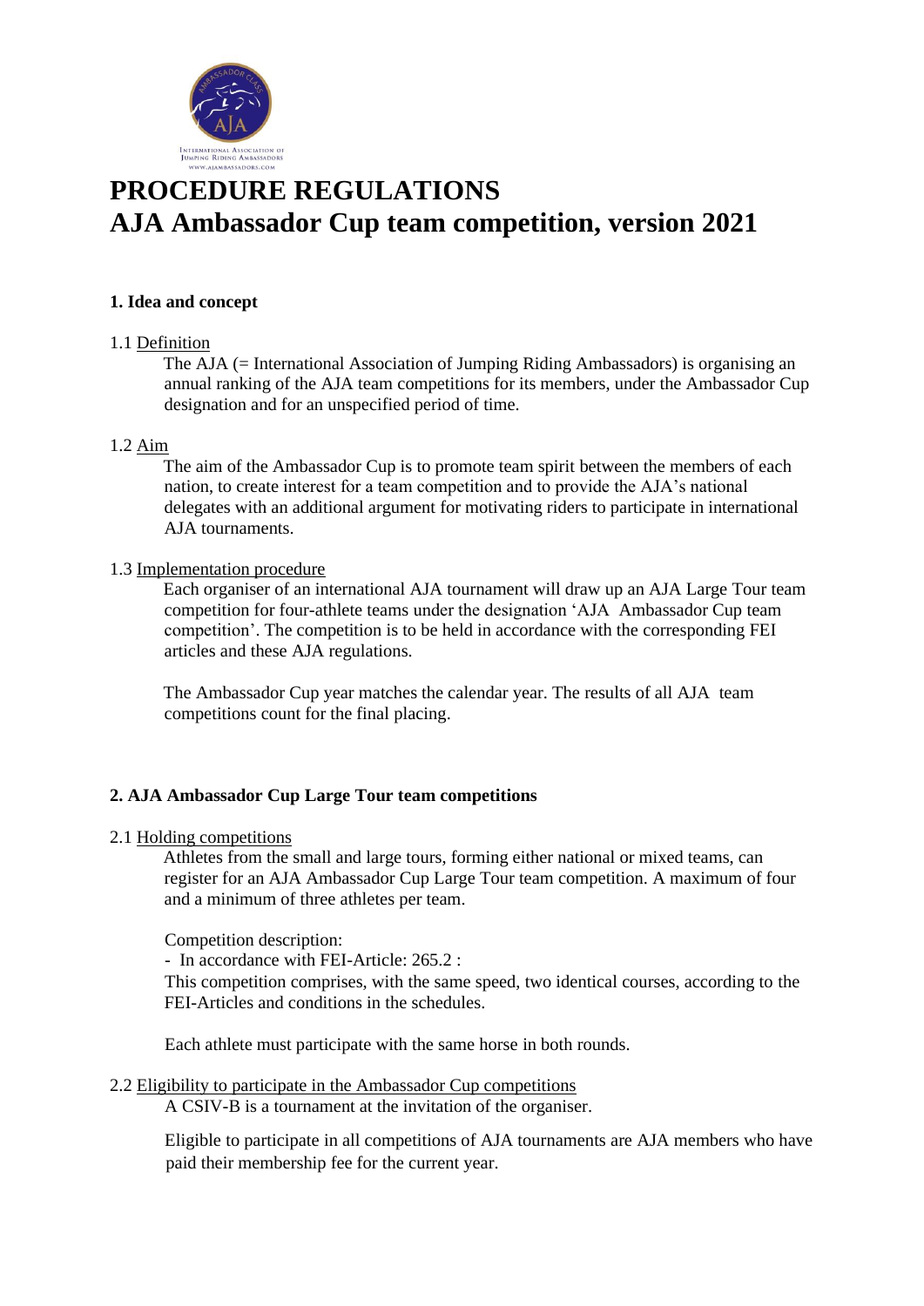# PROCEDURE REGULATIONS
# AJA Ambassador Cup team competition, version 2021

## 1. Idea and concept

### 1.1 Definition

The AJA (= International Association of Jumping Riding Ambassadors) is organising an annual ranking of the AJA team competitions for its members, under the Ambassador Cup designation and for an unspecified period of time.

### 1.2 Aim

The aim of the Ambassador Cup is to promote team spirit between the members of each nation, to create interest for a team competition and to provide the AJA's national delegates with an additional argument for motivating riders to participate in international AJA tournaments.

### 1.3 Implementation procedure

Each organiser of an international AJA tournament will draw up an AJA Large Tour team competition for four-athlete teams under the designation 'AJA Ambassador Cup team competition'. The competition is to be held in accordance with the corresponding FEI articles and these AJA regulations.

The Ambassador Cup year matches the calendar year. The results of all AJA team competitions count for the final placing.

## 2. AJA Ambassador Cup Large Tour team competitions

### 2.1 Holding competitions

Athletes from the small and large tours, forming either national or mixed teams, can register for an AJA Ambassador Cup Large Tour team competition. A maximum of four and a minimum of three athletes per team.

Competition description:

- In accordance with FEI-Article: 265.2 :

This competition comprises, with the same speed, two identical courses, according to the FEI-Articles and conditions in the schedules.

Each athlete must participate with the same horse in both rounds.

### 2.2 Eligibility to participate in the Ambassador Cup competitions

A CSIV-B is a tournament at the invitation of the organiser.

Eligible to participate in all competitions of AJA tournaments are AJA members who have paid their membership fee for the current year.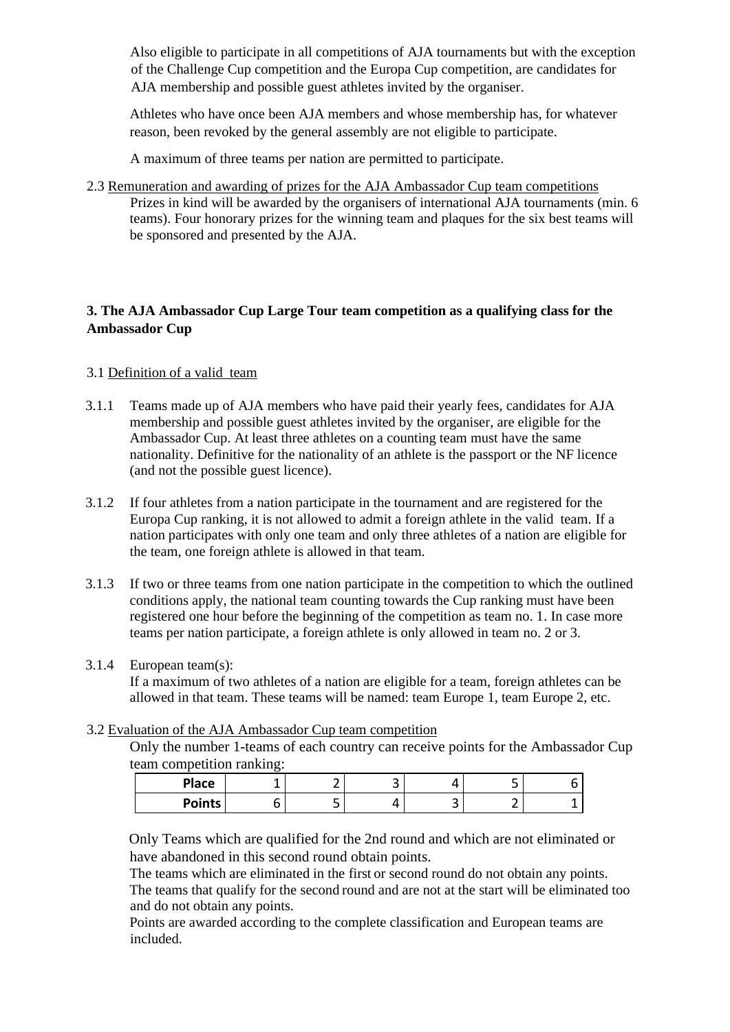Also eligible to participate in all competitions of AJA tournaments but with the exception of the Challenge Cup competition and the Europa Cup competition, are candidates for AJA membership and possible guest athletes invited by the organiser.

Athletes who have once been AJA members and whose membership has, for whatever reason, been revoked by the general assembly are not eligible to participate.

A maximum of three teams per nation are permitted to participate.

2.3 Remuneration and awarding of prizes for the AJA Ambassador Cup team competitions

Prizes in kind will be awarded by the organisers of international AJA tournaments (min. 6 teams). Four honorary prizes for the winning team and plaques for the six best teams will be sponsored and presented by the AJA.

**3. The AJA Ambassador Cup Large Tour team competition as a qualifying class for the Ambassador Cup**

3.1 Definition of a valid team

3.1.1 Teams made up of AJA members who have paid their yearly fees, candidates for AJA membership and possible guest athletes invited by the organiser, are eligible for the Ambassador Cup. At least three athletes on a counting team must have the same nationality. Definitive for the nationality of an athlete is the passport or the NF licence (and not the possible guest licence).

3.1.2 If four athletes from a nation participate in the tournament and are registered for the Europa Cup ranking, it is not allowed to admit a foreign athlete in the valid team. If a nation participates with only one team and only three athletes of a nation are eligible for the team, one foreign athlete is allowed in that team.

3.1.3 If two or three teams from one nation participate in the competition to which the outlined conditions apply, the national team counting towards the Cup ranking must have been registered one hour before the beginning of the competition as team no. 1. In case more teams per nation participate, a foreign athlete is only allowed in team no. 2 or 3.

3.1.4 European team(s):

If a maximum of two athletes of a nation are eligible for a team, foreign athletes can be allowed in that team. These teams will be named: team Europe 1, team Europe 2, etc.

3.2 Evaluation of the AJA Ambassador Cup team competition

Only the number 1-teams of each country can receive points for the Ambassador Cup team competition ranking:

| Place | 1 | 2 | 3 | 4 | 5 | 6 |
|---|---|---|---|---|---|---|
| Points | 6 | 5 | 4 | 3 | 2 | 1 |

Only Teams which are qualified for the 2nd round and which are not eliminated or have abandoned in this second round obtain points.

The teams which are eliminated in the first or second round do not obtain any points.

The teams that qualify for the second round and are not at the start will be eliminated too and do not obtain any points.

Points are awarded according to the complete classification and European teams are included.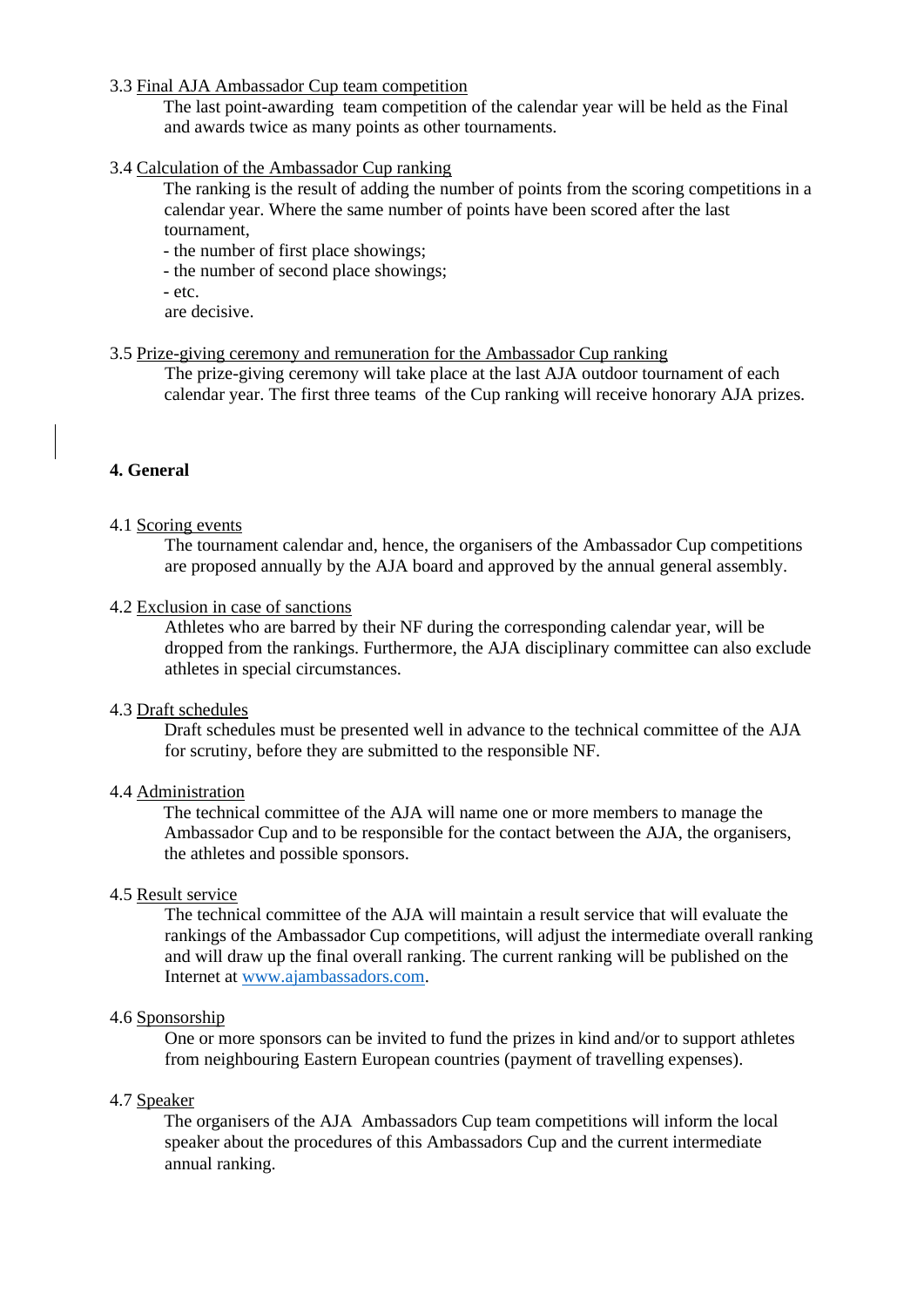3.3 Final AJA Ambassador Cup team competition

The last point-awarding team competition of the calendar year will be held as the Final and awards twice as many points as other tournaments.

3.4 Calculation of the Ambassador Cup ranking

The ranking is the result of adding the number of points from the scoring competitions in a calendar year. Where the same number of points have been scored after the last tournament,

- the number of first place showings;
- the number of second place showings;
- etc.

are decisive.

3.5 Prize-giving ceremony and remuneration for the Ambassador Cup ranking

The prize-giving ceremony will take place at the last AJA outdoor tournament of each calendar year. The first three teams of the Cup ranking will receive honorary AJA prizes.

## 4. General

4.1 Scoring events

The tournament calendar and, hence, the organisers of the Ambassador Cup competitions are proposed annually by the AJA board and approved by the annual general assembly.

4.2 Exclusion in case of sanctions

Athletes who are barred by their NF during the corresponding calendar year, will be dropped from the rankings. Furthermore, the AJA disciplinary committee can also exclude athletes in special circumstances.

4.3 Draft schedules

Draft schedules must be presented well in advance to the technical committee of the AJA for scrutiny, before they are submitted to the responsible NF.

4.4 Administration

The technical committee of the AJA will name one or more members to manage the Ambassador Cup and to be responsible for the contact between the AJA, the organisers, the athletes and possible sponsors.

4.5 Result service

The technical committee of the AJA will maintain a result service that will evaluate the rankings of the Ambassador Cup competitions, will adjust the intermediate overall ranking and will draw up the final overall ranking. The current ranking will be published on the Internet at www.ajambassadors.com.

4.6 Sponsorship

One or more sponsors can be invited to fund the prizes in kind and/or to support athletes from neighbouring Eastern European countries (payment of travelling expenses).

4.7 Speaker

The organisers of the AJA Ambassadors Cup team competitions will inform the local speaker about the procedures of this Ambassadors Cup and the current intermediate annual ranking.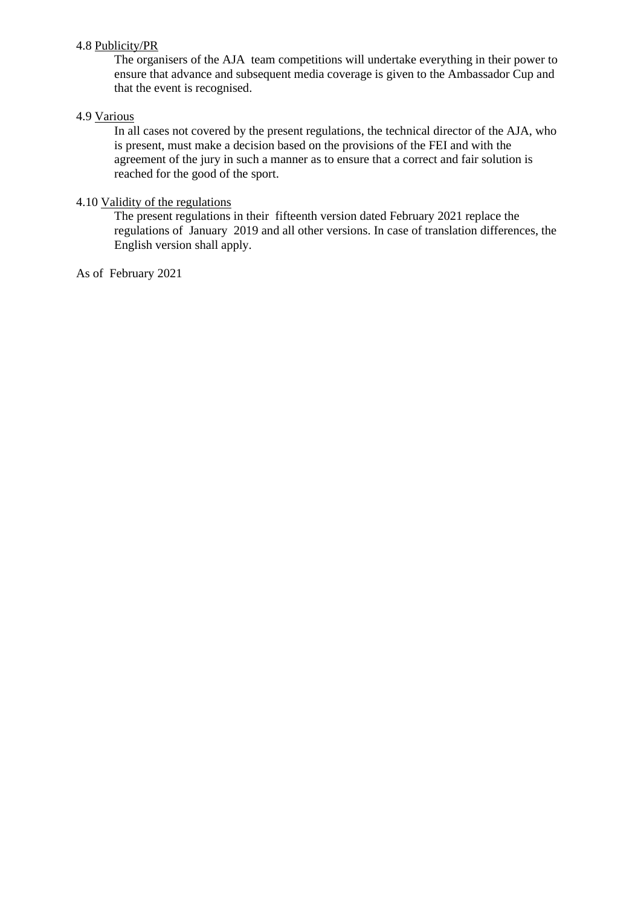4.8 Publicity/PR

The organisers of the AJA team competitions will undertake everything in their power to ensure that advance and subsequent media coverage is given to the Ambassador Cup and that the event is recognised.

4.9 Various

In all cases not covered by the present regulations, the technical director of the AJA, who is present, must make a decision based on the provisions of the FEI and with the agreement of the jury in such a manner as to ensure that a correct and fair solution is reached for the good of the sport.

4.10 Validity of the regulations

The present regulations in their fifteenth version dated February 2021 replace the regulations of January 2019 and all other versions. In case of translation differences, the English version shall apply.

As of February 2021